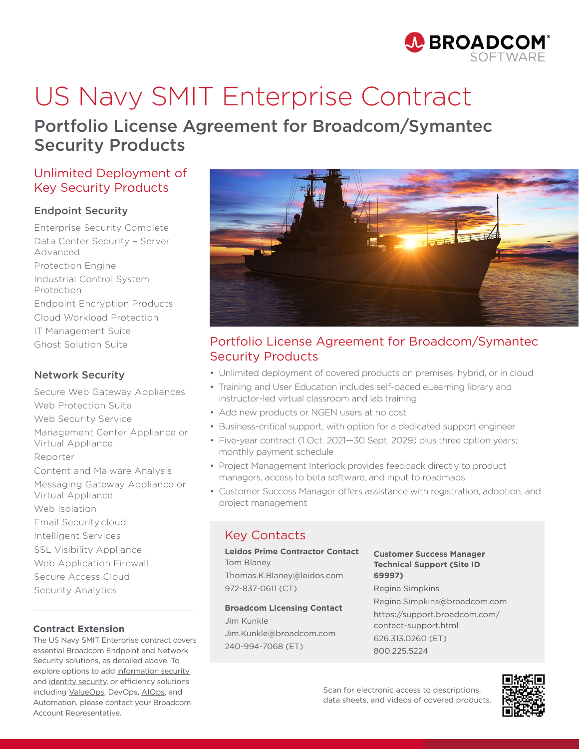# US Navy SMIT Enterprise Contract

## Portfolio License Agreement for Broadcom/Symantec Security Products

## Unlimited Deployment of Key Security Products

### Endpoint Security

- Enterprise Security Complete
- Data Center Security – Server Advanced
- Protection Engine
- Industrial Control System Protection
- Endpoint Encryption Products
- Cloud Workload Protection
- IT Management Suite
- Ghost Solution Suite

### Network Security

- Secure Web Gateway Appliances
- Web Protection Suite
- Web Security Service
- Management Center Appliance or Virtual Appliance
- Reporter
- Content and Malware Analysis
- Messaging Gateway Appliance or Virtual Appliance
- Web Isolation
- Email Security.cloud
- Intelligent Services
- SSL Visibility Appliance
- Web Application Firewall
- Secure Access Cloud
- Security Analytics

### Contract Extension

The US Navy SMIT Enterprise contract covers essential Broadcom Endpoint and Network Security solutions, as detailed above. To explore options to add information security and identity security, or efficiency solutions including ValueOps, DevOps, AIOps, and Automation, please contact your Broadcom Account Representative.

## Portfolio License Agreement for Broadcom/Symantec Security Products

- Unlimited deployment of covered products on premises, hybrid, or in cloud
- Training and User Education includes self-paced eLearning library and instructor-led virtual classroom and lab training
- Add new products or NGEN users at no cost
- Business-critical support, with option for a dedicated support engineer
- Five-year contract (1 Oct. 2021—30 Sept. 2029) plus three option years; monthly payment schedule
- Project Management Interlock provides feedback directly to product managers, access to beta software, and input to roadmaps
- Customer Success Manager offers assistance with registration, adoption, and project management

## Key Contacts

**Leidos Prime Contractor Contact**
Tom Blaney
Thomas.K.Blaney@leidos.com
972-837-0611 (CT)

**Broadcom Licensing Contact**
Jim Kunkle
Jim.Kunkle@broadcom.com
240-994-7068 (ET)

**Customer Success Manager Technical Support (Site ID 69997)**
Regina Simpkins
Regina.Simpkins@broadcom.com
https://support.broadcom.com/contact-support.html
626.313.0260 (ET)
800.225.5224

Scan for electronic access to descriptions, data sheets, and videos of covered products.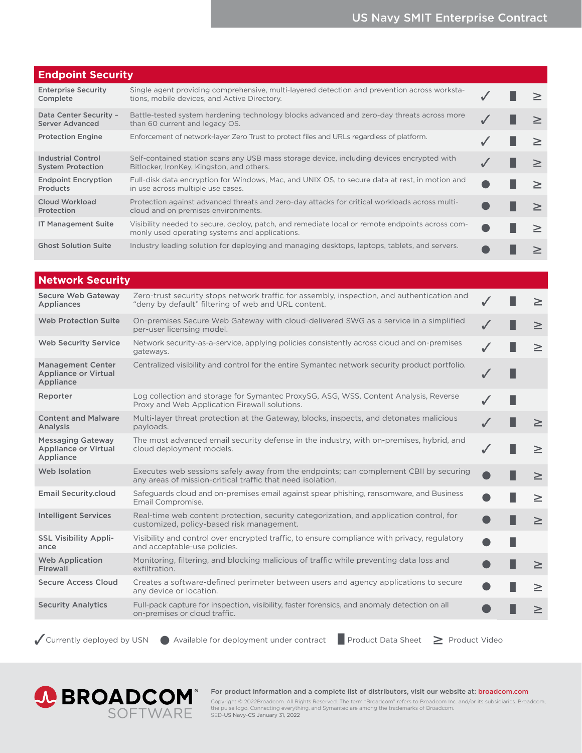## Endpoint Security

| | | | | |
|---|---|---|---|---|
| Enterprise Security Complete | Single agent providing comprehensive, multi-layered detection and prevention across workstations, mobile devices, and Active Directory. | ✓ | ▮ | ≥ |
| Data Center Security – Server Advanced | Battle-tested system hardening technology blocks advanced and zero-day threats across more than 60 current and legacy OS. | ✓ | ▮ | ≥ |
| Protection Engine | Enforcement of network-layer Zero Trust to protect files and URLs regardless of platform. | ✓ | ▮ | ≥ |
| Industrial Control System Protection | Self-contained station scans any USB mass storage device, including devices encrypted with Bitlocker, IronKey, Kingston, and others. | ✓ | ▮ | ≥ |
| Endpoint Encryption Products | Full-disk data encryption for Windows, Mac, and UNIX OS, to secure data at rest, in motion and in use across multiple use cases. | ● | ▮ | ≥ |
| Cloud Workload Protection | Protection against advanced threats and zero-day attacks for critical workloads across multi-cloud and on premises environments. | ● | ▮ | ≥ |
| IT Management Suite | Visibility needed to secure, deploy, patch, and remediate local or remote endpoints across commonly used operating systems and applications. | ● | ▮ | ≥ |
| Ghost Solution Suite | Industry leading solution for deploying and managing desktops, laptops, tablets, and servers. | ● | ▮ | ≥ |

## Network Security

| | | | | |
|---|---|---|---|---|
| Secure Web Gateway Appliances | Zero-trust security stops network traffic for assembly, inspection, and authentication and "deny by default" filtering of web and URL content. | ✓ | ▮ | ≥ |
| Web Protection Suite | On-premises Secure Web Gateway with cloud-delivered SWG as a service in a simplified per-user licensing model. | ✓ | ▮ | ≥ |
| Web Security Service | Network security-as-a-service, applying policies consistently across cloud and on-premises gateways. | ✓ | ▮ | ≥ |
| Management Center Appliance or Virtual Appliance | Centralized visibility and control for the entire Symantec network security product portfolio. | ✓ | ▮ | |
| Reporter | Log collection and storage for Symantec ProxySG, ASG, WSS, Content Analysis, Reverse Proxy and Web Application Firewall solutions. | ✓ | ▮ | |
| Content and Malware Analysis | Multi-layer threat protection at the Gateway, blocks, inspects, and detonates malicious payloads. | ✓ | ▮ | ≥ |
| Messaging Gateway Appliance or Virtual Appliance | The most advanced email security defense in the industry, with on-premises, hybrid, and cloud deployment models. | ✓ | ▮ | ≥ |
| Web Isolation | Executes web sessions safely away from the endpoints; can complement CBII by securing any areas of mission-critical traffic that need isolation. | ● | ▮ | ≥ |
| Email Security.cloud | Safeguards cloud and on-premises email against spear phishing, ransomware, and Business Email Compromise. | ● | ▮ | ≥ |
| Intelligent Services | Real-time web content protection, security categorization, and application control, for customized, policy-based risk management. | ● | ▮ | ≥ |
| SSL Visibility Appliance | Visibility and control over encrypted traffic, to ensure compliance with privacy, regulatory and acceptable-use policies. | ● | ▮ | |
| Web Application Firewall | Monitoring, filtering, and blocking malicious of traffic while preventing data loss and exfiltration. | ● | ▮ | ≥ |
| Secure Access Cloud | Creates a software-defined perimeter between users and agency applications to secure any device or location. | ● | ▮ | ≥ |
| Security Analytics | Full-pack capture for inspection, visibility, faster forensics, and anomaly detection on all on-premises or cloud traffic. | ● | ▮ | ≥ |

✓ Currently deployed by USN ● Available for deployment under contract ▮ Product Data Sheet ≥ Product Video

BROADCOM SOFTWARE

For product information and a complete list of distributors, visit our website at: broadcom.com

Copyright © 2022Broadcom. All Rights Reserved. The term "Broadcom" refers to Broadcom Inc. and/or its subsidiaries. Broadcom, the pulse logo, Connecting everything, and Symantec are among the trademarks of Broadcom.
SED-US Navy-CS January 31, 2022